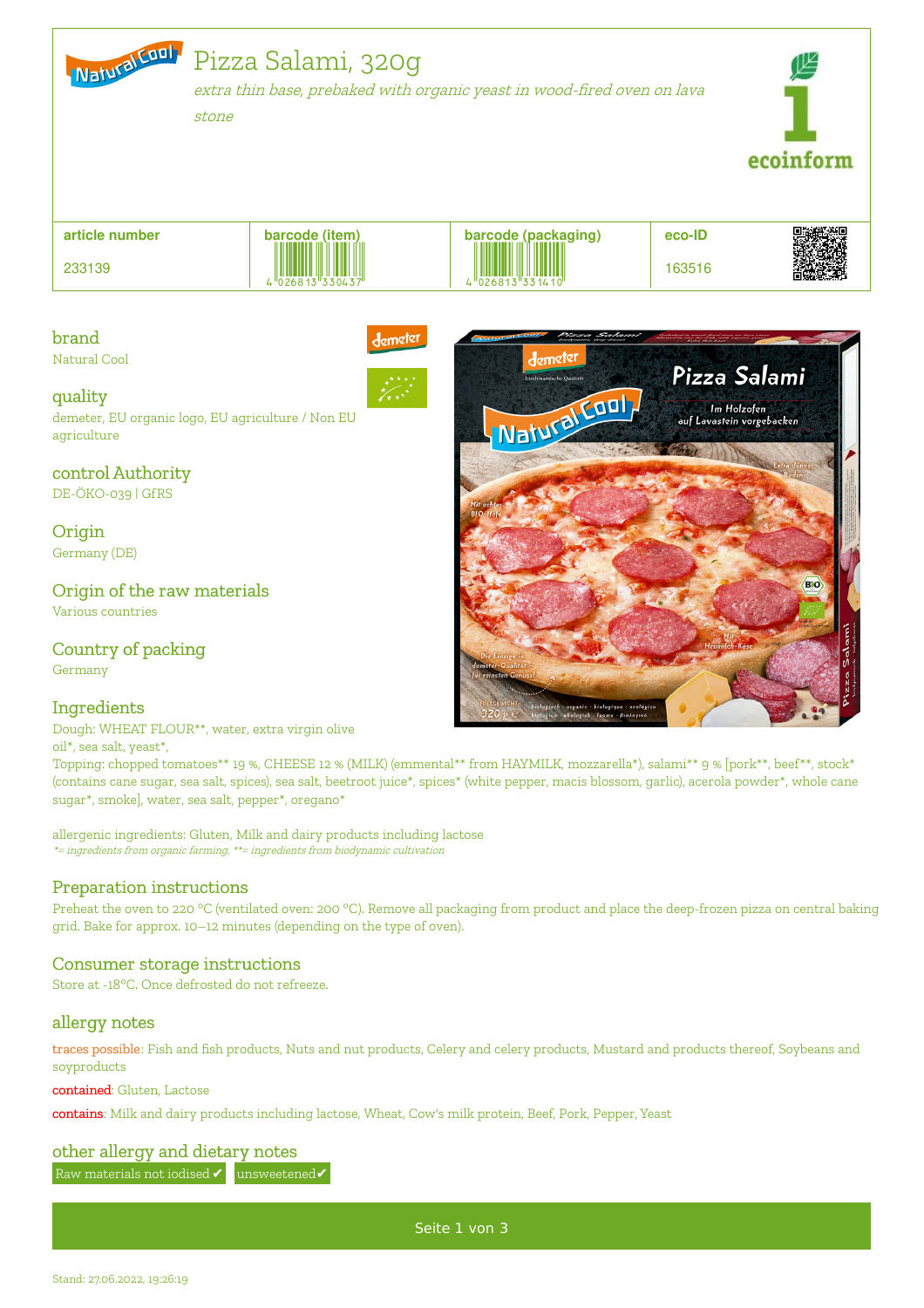# Pizza Salami, 320g

*extra thin base, prebaked with organic yeast in wood-fired oven on lava stone*

| article number | barcode (item) | barcode (packaging) | eco-ID |
|---|---|---|---|
| 233139 | 4 026813 330437 | 4 026813 331410 | 163516 |

## brand
Natural Cool

## quality
demeter, EU organic logo, EU agriculture / Non EU agriculture

## control Authority
DE-ÖKO-039 | GfRS

## Origin
Germany (DE)

## Origin of the raw materials
Various countries

## Country of packing
Germany

## Ingredients
Dough: WHEAT FLOUR**, water, extra virgin olive oil*, sea salt, yeast*,
Topping: chopped tomatoes** 19 %, CHEESE 12 % (MILK) (emmental** from HAYMILK, mozzarella*), salami** 9 % [pork**, beef**, stock* (contains cane sugar, sea salt, spices), sea salt, beetroot juice*, spices* (white pepper, macis blossom, garlic), acerola powder*, whole cane sugar*, smoke], water, sea salt, pepper*, oregano*

allergenic ingredients: Gluten, Milk and dairy products including lactose
*\*= ingredients from organic farming, \*\*= ingredients from biodynamic cultivation*

## Preparation instructions
Preheat the oven to 220 °C (ventilated oven: 200 °C). Remove all packaging from product and place the deep-frozen pizza on central baking grid. Bake for approx. 10–12 minutes (depending on the type of oven).

## Consumer storage instructions
Store at -18°C. Once defrosted do not refreeze.

## allergy notes
traces possible: Fish and fish products, Nuts and nut products, Celery and celery products, Mustard and products thereof, Soybeans and soyproducts

contained: Gluten, Lactose

contains: Milk and dairy products including lactose, Wheat, Cow's milk protein, Beef, Pork, Pepper, Yeast

## other allergy and dietary notes
Raw materials not iodised ✔ unsweetened✔

Stand: 27.06.2022, 19:26:19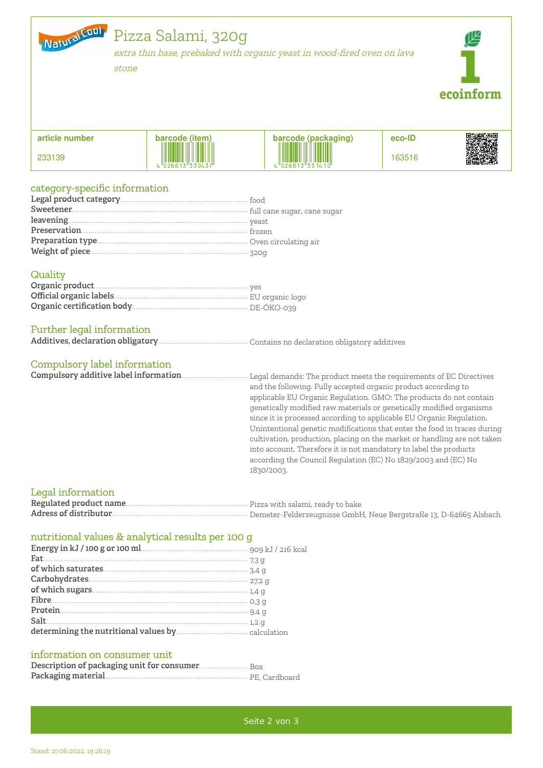# Pizza Salami, 320g

*extra thin base, prebaked with organic yeast in wood-fired oven on lava stone*

| article number | barcode (item) | barcode (packaging) | eco-ID |
|---|---|---|---|
| 233139 | 4026813330437 | 4026813331410 | 163516 |

## category-specific information

**Legal product category** ... food
**Sweetener** ... full cane sugar, cane sugar
**leavening** ... yeast
**Preservation** ... frozen
**Preparation type** ... Oven circulating air
**Weight of piece** ... 320g

## Quality

**Organic product** ... yes
**Official organic labels** ... EU organic logo
**Organic certification body** ... DE-ÖKO-039

## Further legal information

**Additives, declaration obligatory** ... Contains no declaration obligatory additives

## Compulsory label information

**Compulsory additive label information** ... Legal demands: The product meets the requirements of EC Directives and the following. Fully accepted organic product according to applicable EU Organic Regulation. GMO: The products do not contain genetically modified raw materials or genetically modified organisms since it is processed according to applicable EU Organic Regulation. Unintentional genetic modifications that enter the food in traces during cultivation, production, placing on the market or handling are not taken into account. Therefore it is not mandatory to label the products according the Council Regulation (EC) No 1829/2003 and (EC) No 1830/2003.

## Legal information

**Regulated product name** ... Pizza with salami, ready to bake
**Adress of distributor** ... Demeter-Felderzeugnisse GmbH, Neue Bergstraße 13, D-64665 Alsbach

## nutritional values & analytical results per 100 g

**Energy in kJ / 100 g or 100 ml** ... 909 kJ / 216 kcal
**Fat** ... 7,3 g
**of which saturates** ... 3,4 g
**Carbohydrates** ... 27,2 g
**of which sugars** ... 1,4 g
**Fibre** ... 0,3 g
**Protein** ... 9,4 g
**Salt** ... 1,2 g
**determining the nutritional values by** ... calculation

## information on consumer unit

**Description of packaging unit for consumer** ... Box
**Packaging material** ... PE, Cardboard

Stand: 27.06.2022, 19:26:19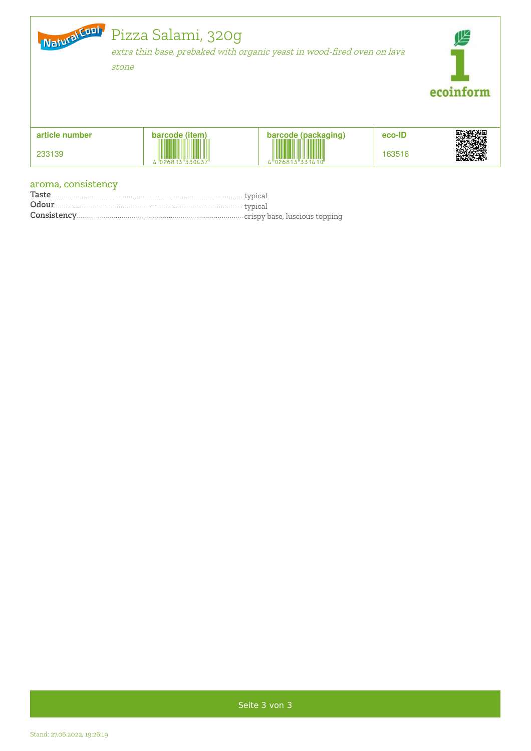# Pizza Salami, 320g

*extra thin base, prebaked with organic yeast in wood-fired oven on lava stone*

| article number | barcode (item) | barcode (packaging) | eco-ID |
|---|---|---|---|
| 233139 | 4 026813 330437 | 4 026813 331410 | 163516 |

## aroma, consistency

**Taste** ........ typical
**Odour** ........ typical
**Consistency** ........ crispy base, luscious topping

Stand: 27.06.2022, 19:26:19